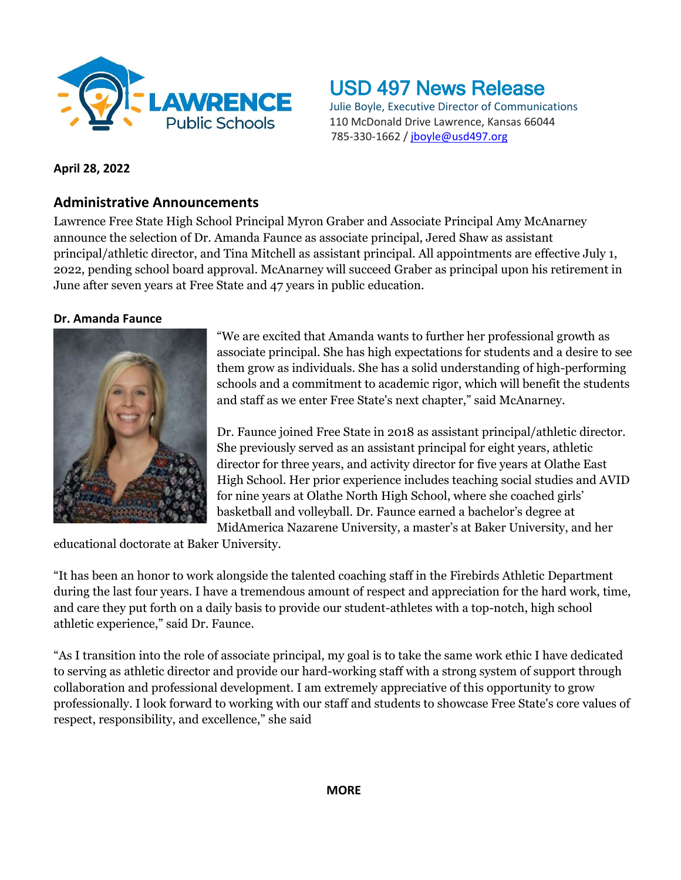# USD 497 News Release

Julie Boyle, Executive Director of Communications
110 McDonald Drive Lawrence, Kansas 66044
785-330-1662 / jboyle@usd497.org

**April 28, 2022**

## Administrative Announcements

Lawrence Free State High School Principal Myron Graber and Associate Principal Amy McAnarney announce the selection of Dr. Amanda Faunce as associate principal, Jered Shaw as assistant principal/athletic director, and Tina Mitchell as assistant principal. All appointments are effective July 1, 2022, pending school board approval. McAnarney will succeed Graber as principal upon his retirement in June after seven years at Free State and 47 years in public education.

**Dr. Amanda Faunce**

"We are excited that Amanda wants to further her professional growth as associate principal. She has high expectations for students and a desire to see them grow as individuals. She has a solid understanding of high-performing schools and a commitment to academic rigor, which will benefit the students and staff as we enter Free State's next chapter," said McAnarney.

Dr. Faunce joined Free State in 2018 as assistant principal/athletic director. She previously served as an assistant principal for eight years, athletic director for three years, and activity director for five years at Olathe East High School. Her prior experience includes teaching social studies and AVID for nine years at Olathe North High School, where she coached girls' basketball and volleyball. Dr. Faunce earned a bachelor's degree at MidAmerica Nazarene University, a master's at Baker University, and her educational doctorate at Baker University.

"It has been an honor to work alongside the talented coaching staff in the Firebirds Athletic Department during the last four years. I have a tremendous amount of respect and appreciation for the hard work, time, and care they put forth on a daily basis to provide our student-athletes with a top-notch, high school athletic experience," said Dr. Faunce.

"As I transition into the role of associate principal, my goal is to take the same work ethic I have dedicated to serving as athletic director and provide our hard-working staff with a strong system of support through collaboration and professional development. I am extremely appreciative of this opportunity to grow professionally. I look forward to working with our staff and students to showcase Free State's core values of respect, responsibility, and excellence," she said

**MORE**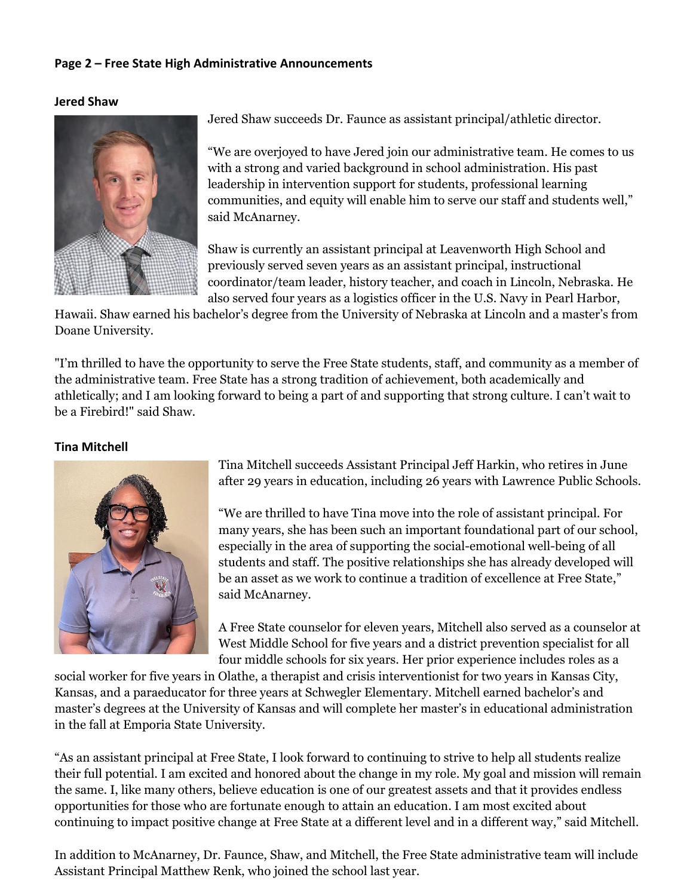**Page 2 – Free State High Administrative Announcements**

**Jered Shaw**

Jered Shaw succeeds Dr. Faunce as assistant principal/athletic director.

“We are overjoyed to have Jered join our administrative team. He comes to us with a strong and varied background in school administration. His past leadership in intervention support for students, professional learning communities, and equity will enable him to serve our staff and students well,” said McAnarney.

Shaw is currently an assistant principal at Leavenworth High School and previously served seven years as an assistant principal, instructional coordinator/team leader, history teacher, and coach in Lincoln, Nebraska. He also served four years as a logistics officer in the U.S. Navy in Pearl Harbor, Hawaii. Shaw earned his bachelor’s degree from the University of Nebraska at Lincoln and a master’s from Doane University.

"I’m thrilled to have the opportunity to serve the Free State students, staff, and community as a member of the administrative team. Free State has a strong tradition of achievement, both academically and athletically; and I am looking forward to being a part of and supporting that strong culture. I can’t wait to be a Firebird!" said Shaw.

**Tina Mitchell**

Tina Mitchell succeeds Assistant Principal Jeff Harkin, who retires in June after 29 years in education, including 26 years with Lawrence Public Schools.

“We are thrilled to have Tina move into the role of assistant principal. For many years, she has been such an important foundational part of our school, especially in the area of supporting the social-emotional well-being of all students and staff. The positive relationships she has already developed will be an asset as we work to continue a tradition of excellence at Free State,” said McAnarney.

A Free State counselor for eleven years, Mitchell also served as a counselor at West Middle School for five years and a district prevention specialist for all four middle schools for six years. Her prior experience includes roles as a social worker for five years in Olathe, a therapist and crisis interventionist for two years in Kansas City, Kansas, and a paraeducator for three years at Schwegler Elementary. Mitchell earned bachelor’s and master’s degrees at the University of Kansas and will complete her master’s in educational administration in the fall at Emporia State University.

“As an assistant principal at Free State, I look forward to continuing to strive to help all students realize their full potential. I am excited and honored about the change in my role. My goal and mission will remain the same. I, like many others, believe education is one of our greatest assets and that it provides endless opportunities for those who are fortunate enough to attain an education. I am most excited about continuing to impact positive change at Free State at a different level and in a different way,” said Mitchell.

In addition to McAnarney, Dr. Faunce, Shaw, and Mitchell, the Free State administrative team will include Assistant Principal Matthew Renk, who joined the school last year.